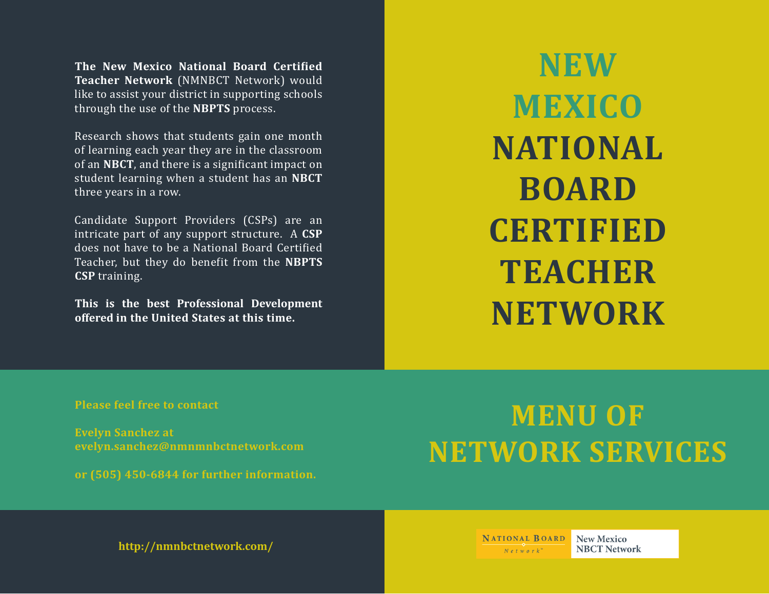# NEW MEXICO NATIONAL BOARD CERTIFIED TEACHER NETWORK

## MENU OF NETWORK SERVICES

**The New Mexico National Board Certified Teacher Network** (NMNBCT Network) would like to assist your district in supporting schools through the use of the **NBPTS** process.

Research shows that students gain one month of learning each year they are in the classroom of an **NBCT**, and there is a significant impact on student learning when a student has an **NBCT** three years in a row.

Candidate Support Providers (CSPs) are an intricate part of any support structure. A **CSP** does not have to be a National Board Certified Teacher, but they do benefit from the **NBPTS CSP** training.

**This is the best Professional Development offered in the United States at this time.**

**Please feel free to contact**

**Evelyn Sanchez at evelyn.sanchez@nmnmnbctnetwork.com**

**or (505) 450-6844 for further information.**

**http://nmnbctnetwork.com/**

NATIONAL BOARD Network™ | New Mexico NBCT Network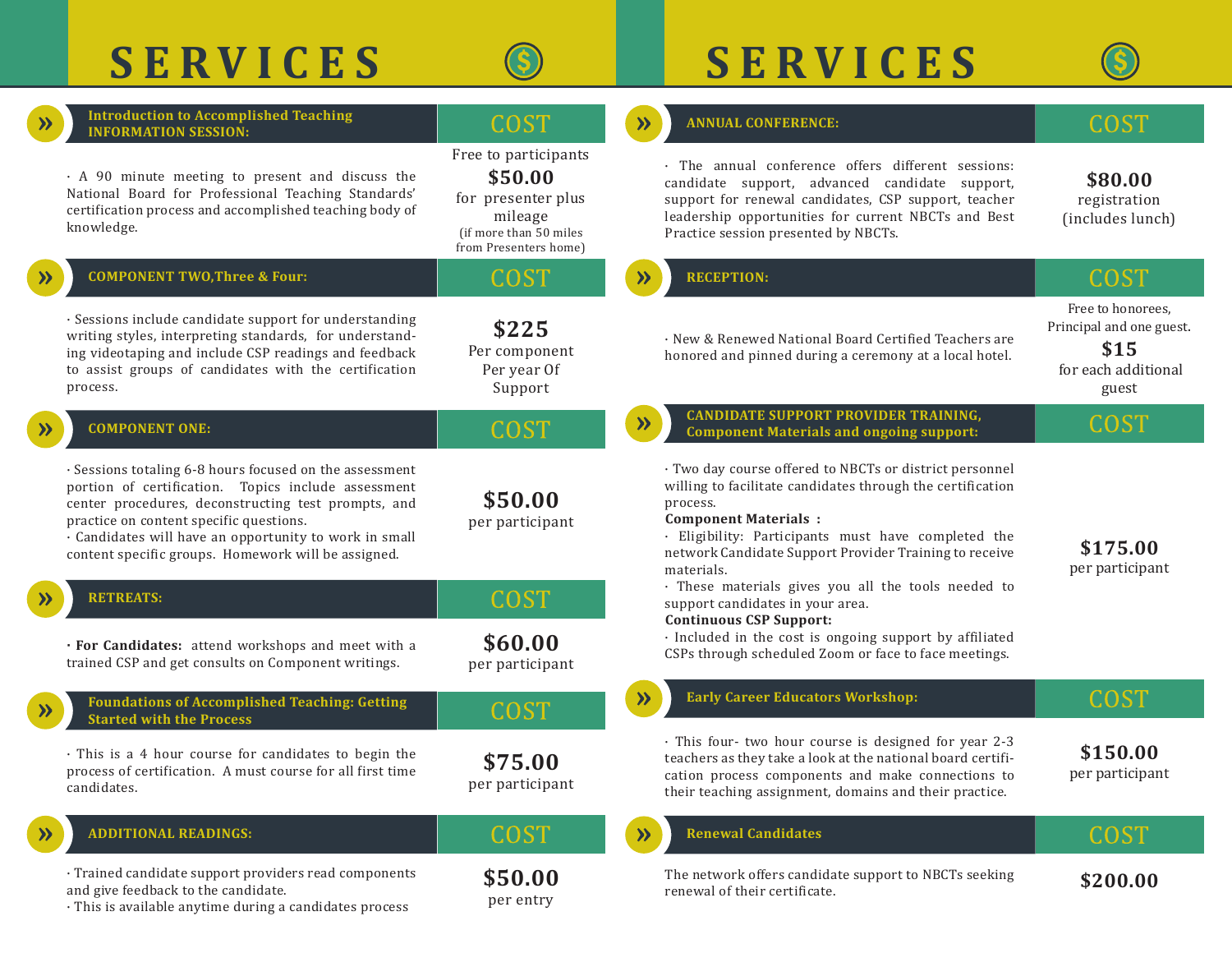# SERVICES

## Introduction to Accomplished Teaching INFORMATION SESSION:

· A 90 minute meeting to present and discuss the National Board for Professional Teaching Standards' certification process and accomplished teaching body of knowledge.

**COST**

Free to participants
**$50.00**
for presenter plus mileage
(if more than 50 miles from Presenters home)

## COMPONENT TWO,Three & Four:

· Sessions include candidate support for understanding writing styles, interpreting standards, for understanding videotaping and include CSP readings and feedback to assist groups of candidates with the certification process.

**COST**

**$225**
Per component
Per year Of Support

## COMPONENT ONE:

· Sessions totaling 6-8 hours focused on the assessment portion of certification. Topics include assessment center procedures, deconstructing test prompts, and practice on content specific questions.
· Candidates will have an opportunity to work in small content specific groups. Homework will be assigned.

**COST**

**$50.00**
per participant

## RETREATS:

· **For Candidates:** attend workshops and meet with a trained CSP and get consults on Component writings.

**COST**

**$60.00**
per participant

## Foundations of Accomplished Teaching: Getting Started with the Process

· This is a 4 hour course for candidates to begin the process of certification. A must course for all first time candidates.

**COST**

**$75.00**
per participant

## ADDITIONAL READINGS:

· Trained candidate support providers read components and give feedback to the candidate.
· This is available anytime during a candidates process

**COST**

**$50.00**
per entry

# SERVICES

## ANNUAL CONFERENCE:

· The annual conference offers different sessions: candidate support, advanced candidate support, support for renewal candidates, CSP support, teacher leadership opportunities for current NBCTs and Best Practice session presented by NBCTs.

**COST**

**$80.00**
registration
(includes lunch)

## RECEPTION:

· New & Renewed National Board Certified Teachers are honored and pinned during a ceremony at a local hotel.

**COST**

Free to honorees, Principal and one guest.
**$15**
for each additional guest

## CANDIDATE SUPPORT PROVIDER TRAINING, Component Materials and ongoing support:

· Two day course offered to NBCTs or district personnel willing to facilitate candidates through the certification process.

**Component Materials :**

· Eligibility: Participants must have completed the network Candidate Support Provider Training to receive materials.
· These materials gives you all the tools needed to support candidates in your area.

**Continuous CSP Support:**

· Included in the cost is ongoing support by affiliated CSPs through scheduled Zoom or face to face meetings.

**COST**

**$175.00**
per participant

## Early Career Educators Workshop:

· This four- two hour course is designed for year 2-3 teachers as they take a look at the national board certification process components and make connections to their teaching assignment, domains and their practice.

**COST**

**$150.00**
per participant

## Renewal Candidates

The network offers candidate support to NBCTs seeking renewal of their certificate.

**COST**

**$200.00**